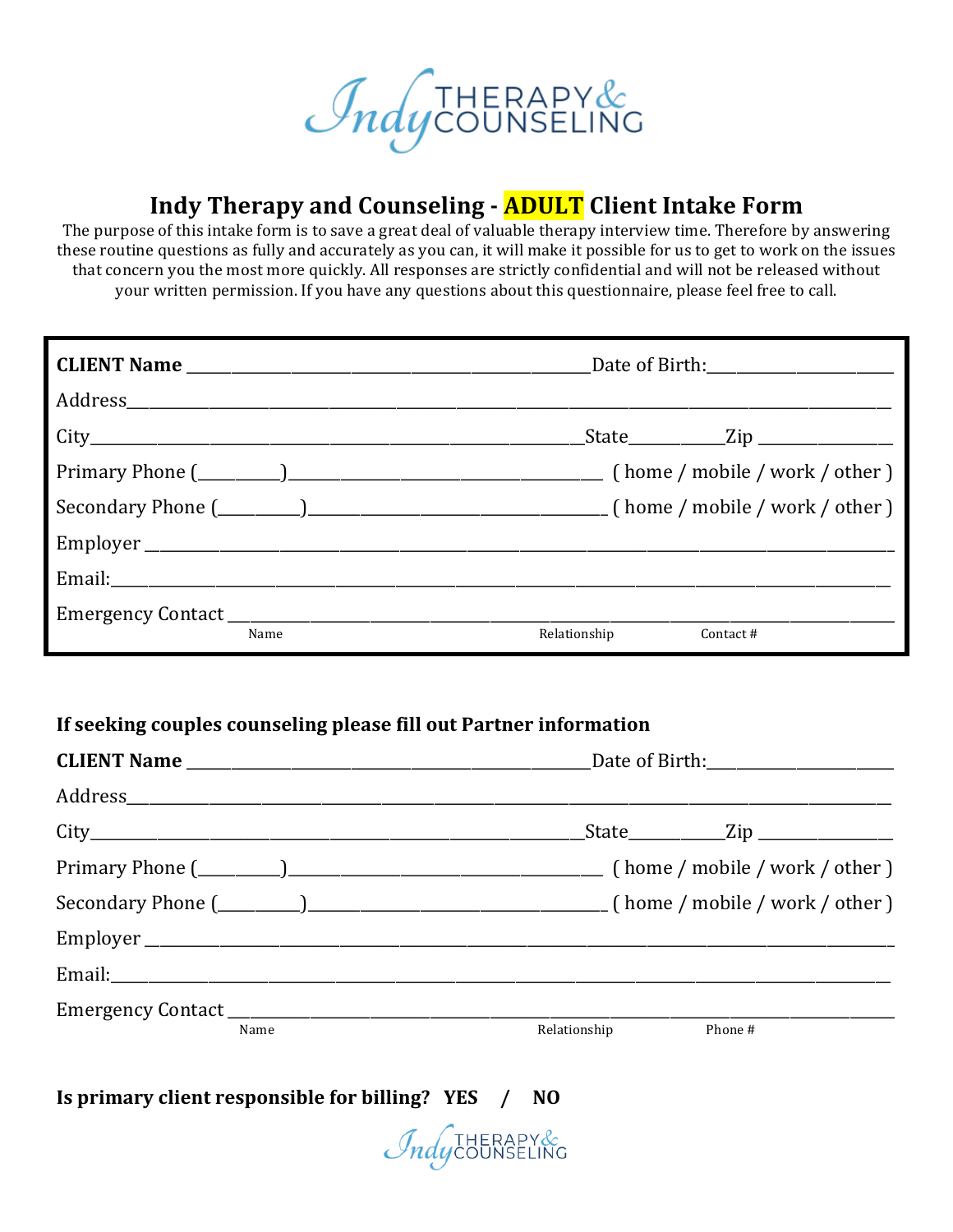# Indy Therapy and Counseling - ADULT Client Intake Form

The purpose of this intake form is to save a great deal of valuable therapy interview time. Therefore by answering these routine questions as fully and accurately as you can, it will make it possible for us to get to work on the issues that concern you the most more quickly. All responses are strictly confidential and will not be released without your written permission. If you have any questions about this questionnaire, please feel free to call.

**CLIENT Name** ________________________________________ Date of Birth: ____________________

Address ______________________________________________________________________________

City ________________________________________ State __________ Zip ______________

Primary Phone (________) ______________________________ ( home / mobile / work / other )

Secondary Phone (________) ____________________________ ( home / mobile / work / other )

Employer _____________________________________________________________________________

Email: _______________________________________________________________________________

Emergency Contact ____________________________________________________________________

Name — Relationship — Contact #

**If seeking couples counseling please fill out Partner information**

**CLIENT Name** ________________________________________ Date of Birth: ____________________

Address ______________________________________________________________________________

City ________________________________________ State __________ Zip ______________

Primary Phone (________) ______________________________ ( home / mobile / work / other )

Secondary Phone (________) ____________________________ ( home / mobile / work / other )

Employer _____________________________________________________________________________

Email: _______________________________________________________________________________

Emergency Contact ____________________________________________________________________

Name — Relationship — Phone #

**Is primary client responsible for billing? YES / NO**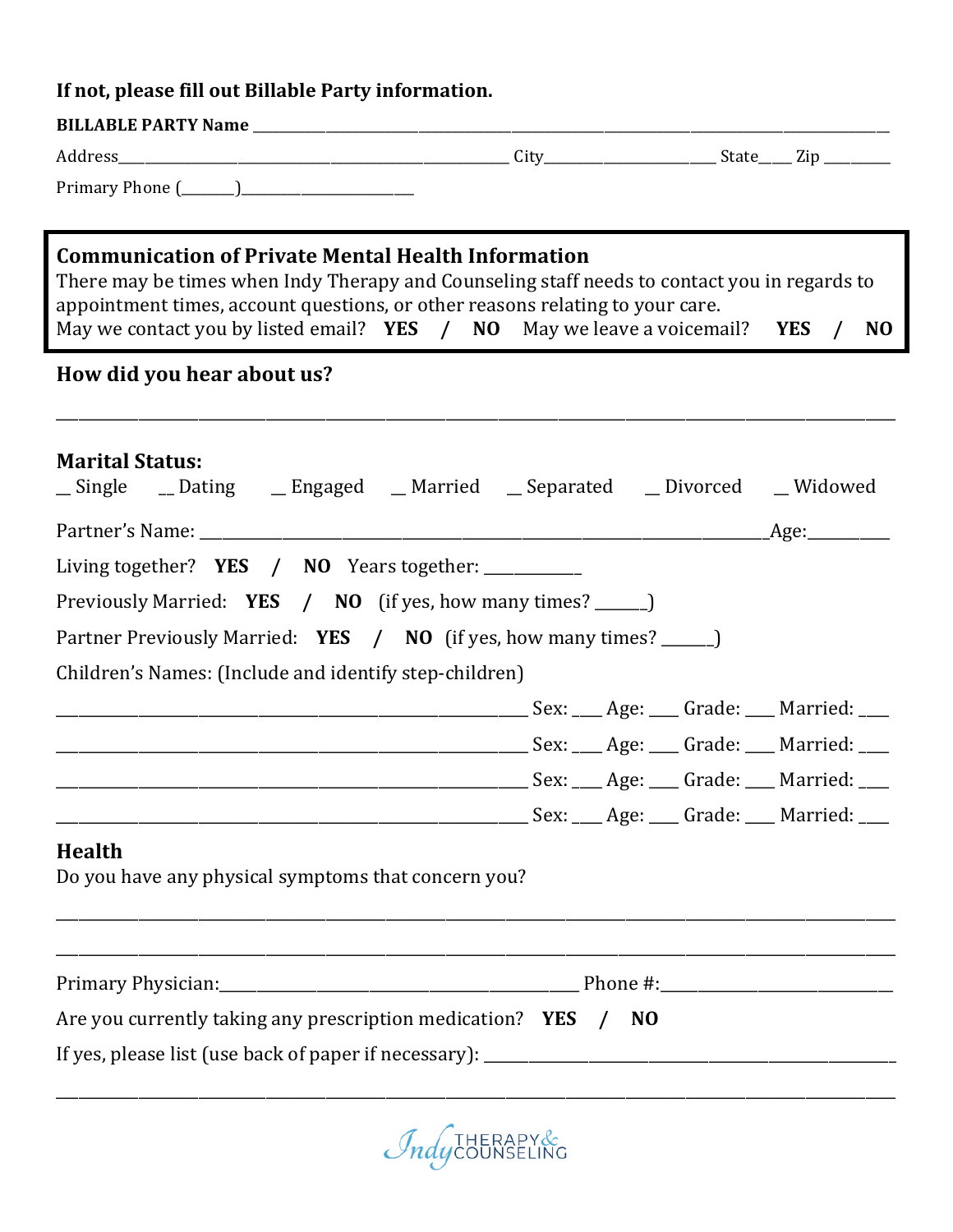**If not, please fill out Billable Party information.**

**BILLABLE PARTY Name** ______________________________________________

Address________________________________ City______________ State____ Zip ________

Primary Phone (_______)________________

> **Communication of Private Mental Health Information**
> There may be times when Indy Therapy and Counseling staff needs to contact you in regards to appointment times, account questions, or other reasons relating to your care.
> May we contact you by listed email? **YES / NO** May we leave a voicemail? **YES / NO**

## How did you hear about us?

______________________________________________________________________

## Marital Status:

_ Single _ Dating _ Engaged _ Married _ Separated _ Divorced _ Widowed

Partner's Name: ____________________________________________Age:_________

Living together? **YES / NO** Years together: __________

Previously Married: **YES / NO** (if yes, how many times? _____)

Partner Previously Married: **YES / NO** (if yes, how many times? _____)

Children's Names: (Include and identify step-children)

____________________________________ Sex: ___ Age: ___ Grade: ___ Married: ___

____________________________________ Sex: ___ Age: ___ Grade: ___ Married: ___

____________________________________ Sex: ___ Age: ___ Grade: ___ Married: ___

____________________________________ Sex: ___ Age: ___ Grade: ___ Married: ___

## Health

Do you have any physical symptoms that concern you?

______________________________________________________________________

______________________________________________________________________

Primary Physician:_______________________________ Phone #:___________________

Are you currently taking any prescription medication? **YES / NO**

If yes, please list (use back of paper if necessary): ______________________________

______________________________________________________________________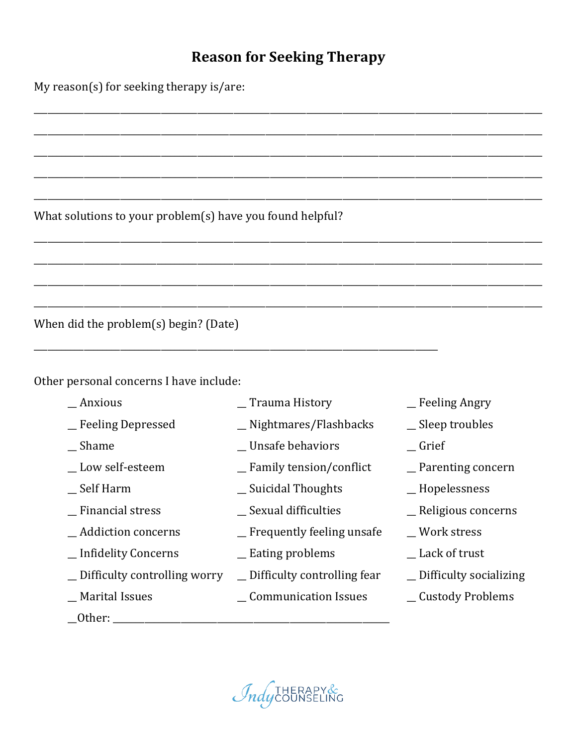# Reason for Seeking Therapy

My reason(s) for seeking therapy is/are:

____________________________________________________________________________________________

____________________________________________________________________________________________

____________________________________________________________________________________________

____________________________________________________________________________________________

____________________________________________________________________________________________

What solutions to your problem(s) have you found helpful?

____________________________________________________________________________________________

____________________________________________________________________________________________

____________________________________________________________________________________________

____________________________________________________________________________________________

When did the problem(s) begin? (Date)

__________________________________________________________________________

Other personal concerns I have include:

__ Anxious

__ Feeling Depressed

__ Shame

__ Low self-esteem

__ Self Harm

__ Financial stress

__ Addiction concerns

__ Infidelity Concerns

__ Difficulty controlling worry

__ Marital Issues

__ Trauma History

__ Nightmares/Flashbacks

__ Unsafe behaviors

__ Family tension/conflict

__ Suicidal Thoughts

__ Sexual difficulties

__ Frequently feeling unsafe

__ Eating problems

__ Difficulty controlling fear

__ Communication Issues

__ Feeling Angry

__ Sleep troubles

__ Grief

__ Parenting concern

__ Hopelessness

__ Religious concerns

__ Work stress

__ Lack of trust

__ Difficulty socializing

__ Custody Problems

__Other: ___________________________________________________

Indy THERAPY & COUNSELING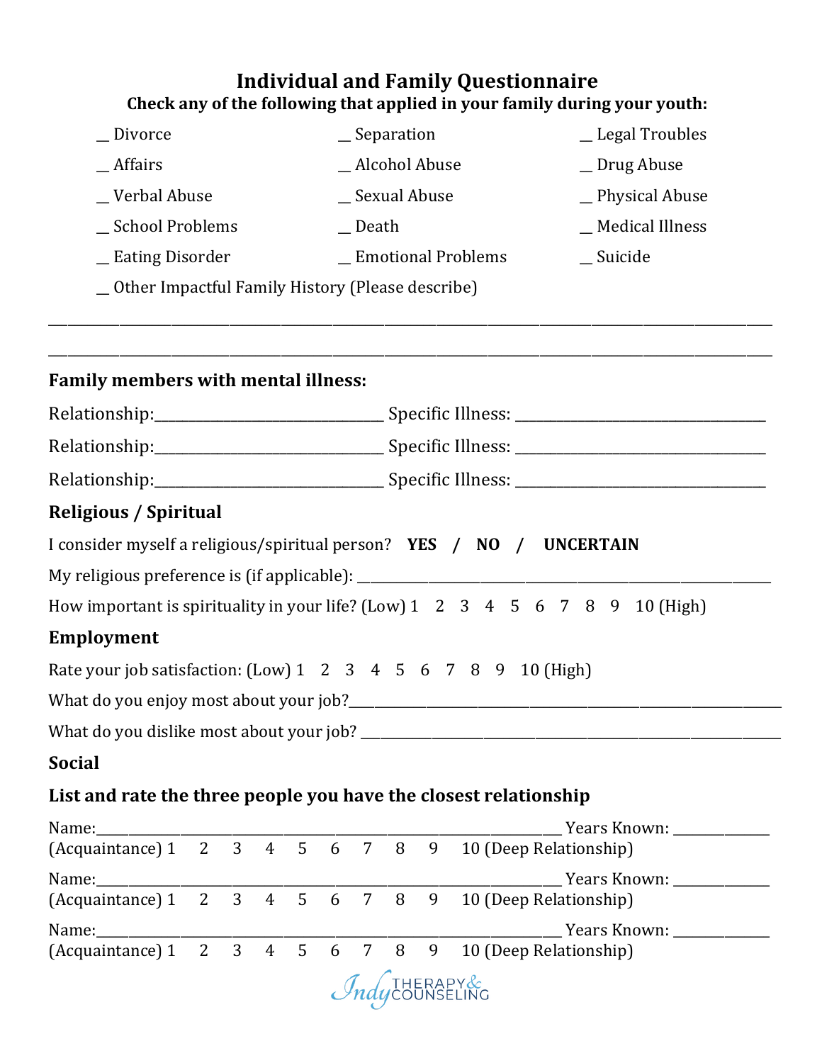# Individual and Family Questionnaire

**Check any of the following that applied in your family during your youth:**

__ Divorce
__ Separation
__ Legal Troubles
__ Affairs
__ Alcohol Abuse
__ Drug Abuse
__ Verbal Abuse
__ Sexual Abuse
__ Physical Abuse
__ School Problems
__ Death
__ Medical Illness
__ Eating Disorder
__ Emotional Problems
__ Suicide
__ Other Impactful Family History (Please describe)

________________________________________________________________________________________________

________________________________________________________________________________________________

## Family members with mental illness:

Relationship:_______________________________ Specific Illness: _________________________________

Relationship:_______________________________ Specific Illness: _________________________________

Relationship:_______________________________ Specific Illness: _________________________________

## Religious / Spiritual

I consider myself a religious/spiritual person? **YES / NO / UNCERTAIN**

My religious preference is (if applicable): ________________________________________________

How important is spirituality in your life? (Low) 1 2 3 4 5 6 7 8 9 10 (High)

## Employment

Rate your job satisfaction: (Low) 1 2 3 4 5 6 7 8 9 10 (High)

What do you enjoy most about your job?________________________________________________

What do you dislike most about your job? ______________________________________________

## Social

**List and rate the three people you have the closest relationship**

Name:_____________________________________________________________ Years Known: _____________
(Acquaintance) 1 2 3 4 5 6 7 8 9 10 (Deep Relationship)

Name:_____________________________________________________________ Years Known: _____________
(Acquaintance) 1 2 3 4 5 6 7 8 9 10 (Deep Relationship)

Name:_____________________________________________________________ Years Known: _____________
(Acquaintance) 1 2 3 4 5 6 7 8 9 10 (Deep Relationship)

Indy Therapy & Counseling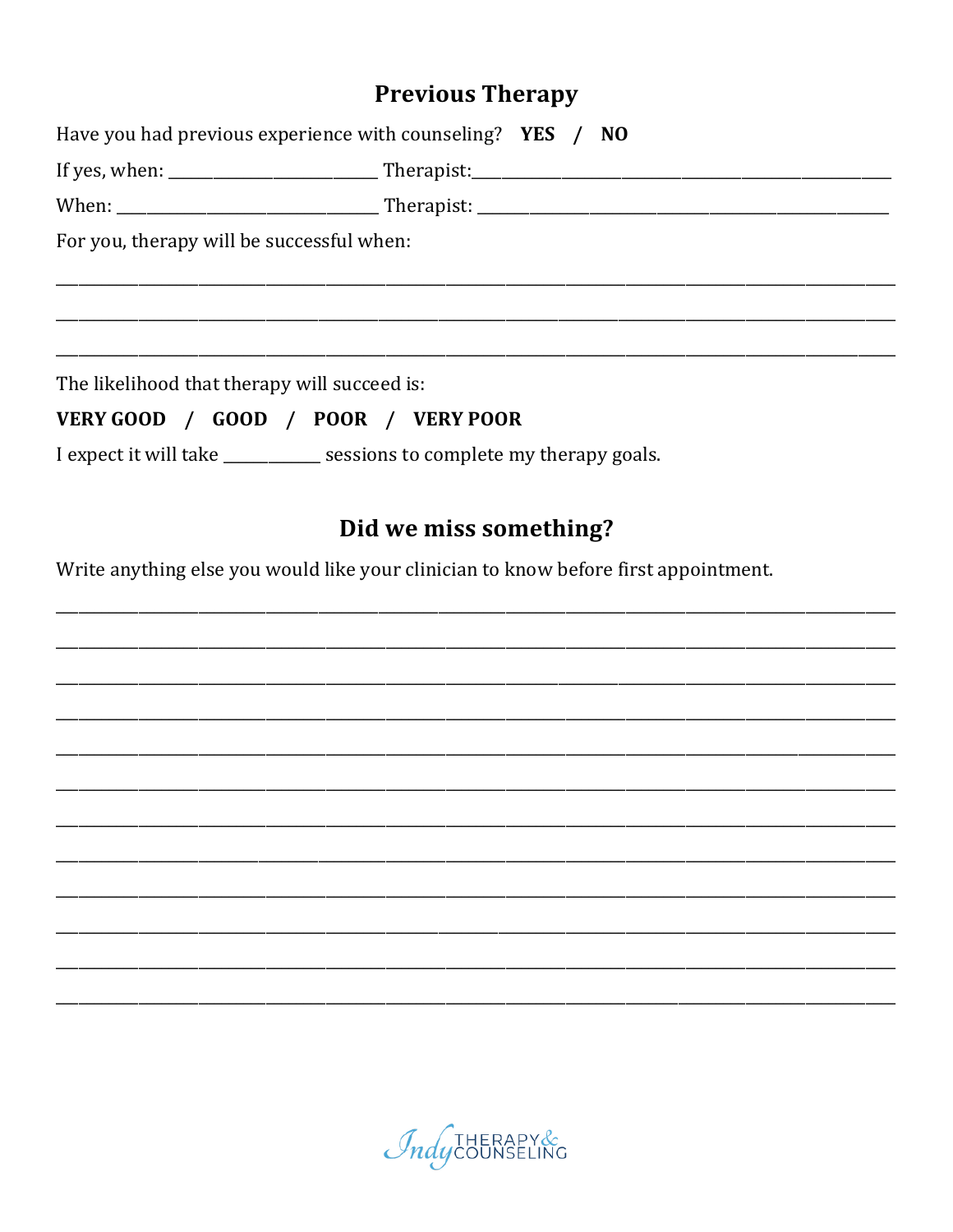## Previous Therapy

Have you had previous experience with counseling? **YES / NO**

If yes, when: ___________________________ Therapist: ___________________________________________________________

When: _________________________________ Therapist: _______________________________________________________

For you, therapy will be successful when:

_______________________________________________________________________________________________________

_______________________________________________________________________________________________________

_______________________________________________________________________________________________________

The likelihood that therapy will succeed is:

**VERY GOOD / GOOD / POOR / VERY POOR**

I expect it will take _____________ sessions to complete my therapy goals.

## Did we miss something?

Write anything else you would like your clinician to know before first appointment.

_______________________________________________________________________________________________________

_______________________________________________________________________________________________________

_______________________________________________________________________________________________________

_______________________________________________________________________________________________________

_______________________________________________________________________________________________________

_______________________________________________________________________________________________________

_______________________________________________________________________________________________________

_______________________________________________________________________________________________________

_______________________________________________________________________________________________________

_______________________________________________________________________________________________________

_______________________________________________________________________________________________________

_______________________________________________________________________________________________________

Indy THERAPY & COUNSELING